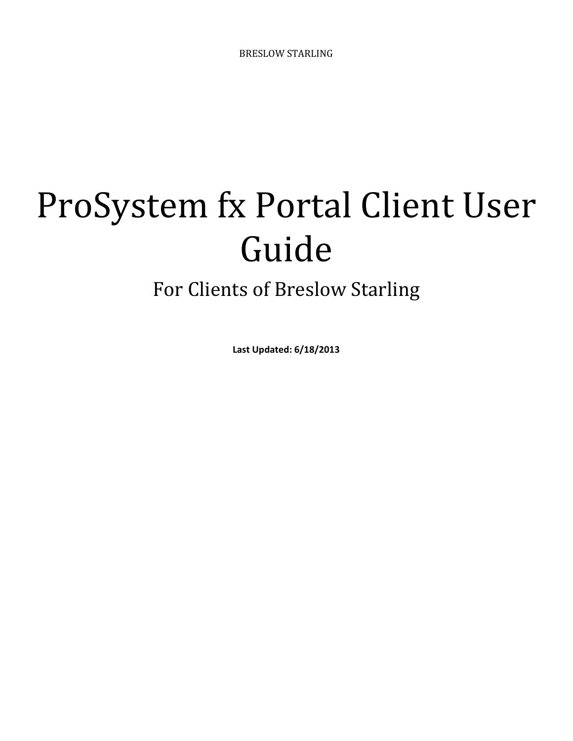BRESLOW STARLING

# ProSystem fx Portal Client User Guide

## For Clients of Breslow Starling

**Last Updated: 6/18/2013**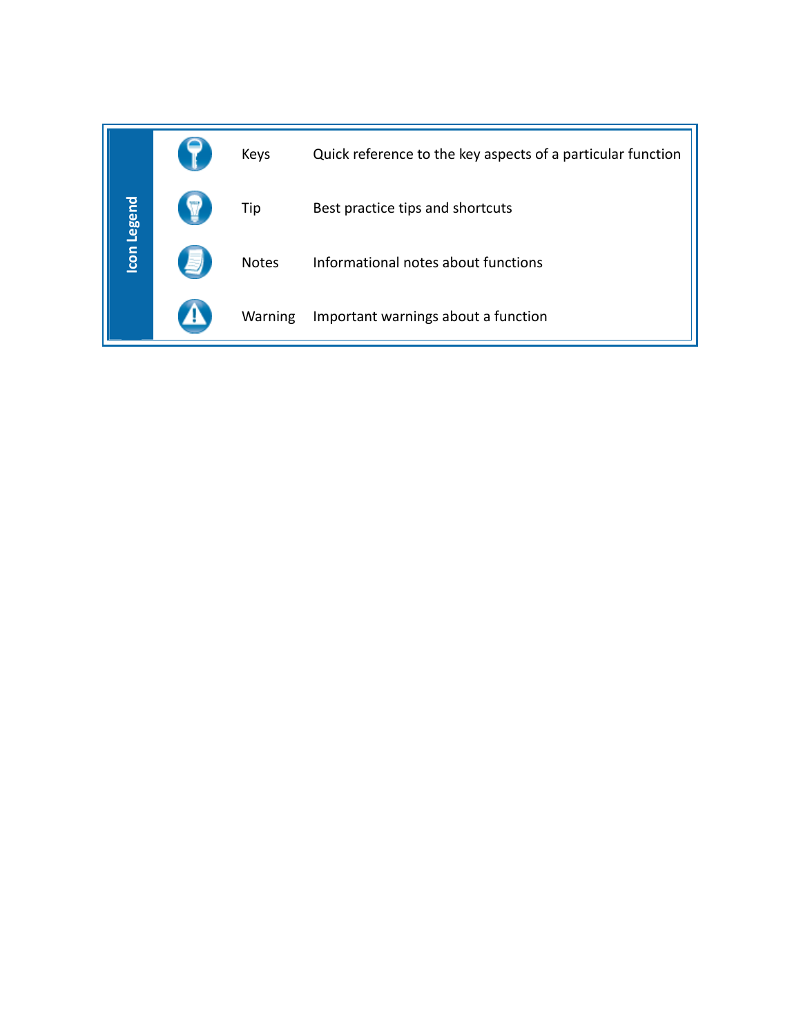## Icon Legend

| Icon | Description |
| --- | --- |
| Keys | Quick reference to the key aspects of a particular function |
| Tip | Best practice tips and shortcuts |
| Notes | Informational notes about functions |
| Warning | Important warnings about a function |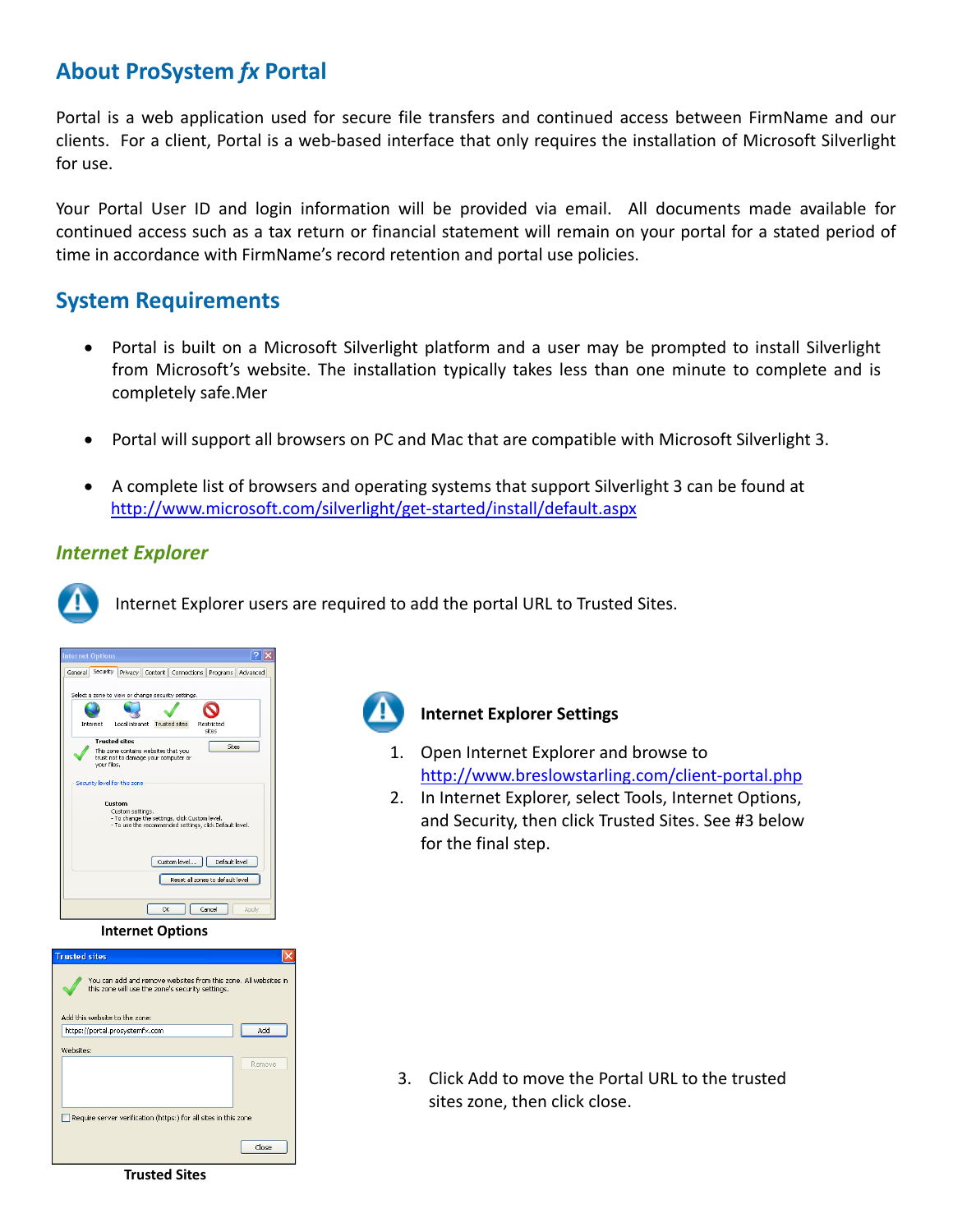## About ProSystem *fx* Portal

Portal is a web application used for secure file transfers and continued access between FirmName and our clients. For a client, Portal is a web-based interface that only requires the installation of Microsoft Silverlight for use.

Your Portal User ID and login information will be provided via email. All documents made available for continued access such as a tax return or financial statement will remain on your portal for a stated period of time in accordance with FirmName's record retention and portal use policies.

## System Requirements

- Portal is built on a Microsoft Silverlight platform and a user may be prompted to install Silverlight from Microsoft's website. The installation typically takes less than one minute to complete and is completely safe.Mer
- Portal will support all browsers on PC and Mac that are compatible with Microsoft Silverlight 3.
- A complete list of browsers and operating systems that support Silverlight 3 can be found at http://www.microsoft.com/silverlight/get-started/install/default.aspx

### *Internet Explorer*

Internet Explorer users are required to add the portal URL to Trusted Sites.

**Internet Options**

**Internet Explorer Settings**

1. Open Internet Explorer and browse to http://www.breslowstarling.com/client-portal.php
2. In Internet Explorer, select Tools, Internet Options, and Security, then click Trusted Sites. See #3 below for the final step.

**Trusted Sites**

3. Click Add to move the Portal URL to the trusted sites zone, then click close.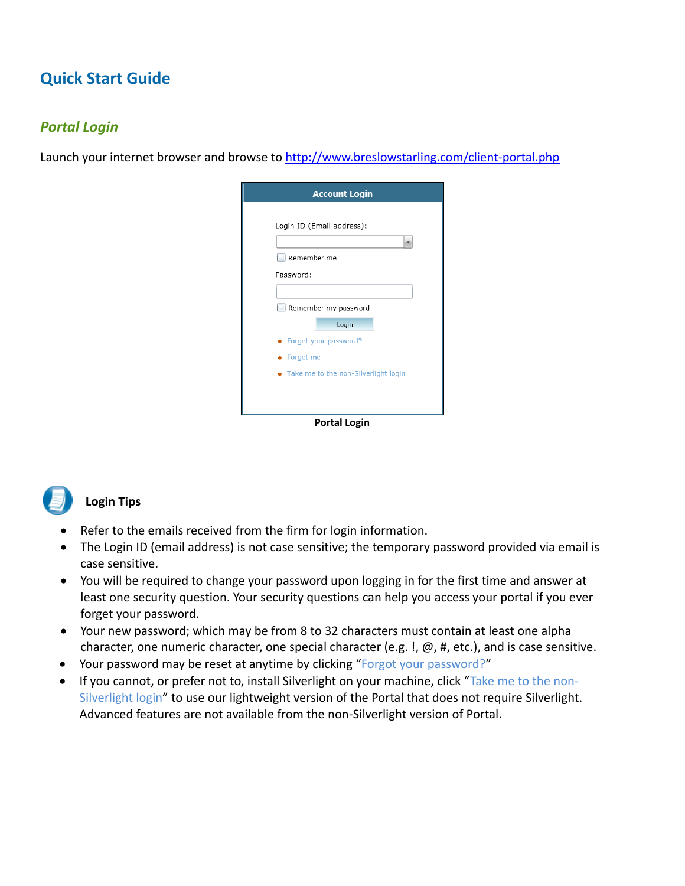# Quick Start Guide

## *Portal Login*

Launch your internet browser and browse to http://www.breslowstarling.com/client-portal.php

**Portal Login**

### Login Tips

- Refer to the emails received from the firm for login information.
- The Login ID (email address) is not case sensitive; the temporary password provided via email is case sensitive.
- You will be required to change your password upon logging in for the first time and answer at least one security question. Your security questions can help you access your portal if you ever forget your password.
- Your new password; which may be from 8 to 32 characters must contain at least one alpha character, one numeric character, one special character (e.g. !, @, #, etc.), and is case sensitive.
- Your password may be reset at anytime by clicking "Forgot your password?"
- If you cannot, or prefer not to, install Silverlight on your machine, click "Take me to the non-Silverlight login" to use our lightweight version of the Portal that does not require Silverlight. Advanced features are not available from the non-Silverlight version of Portal.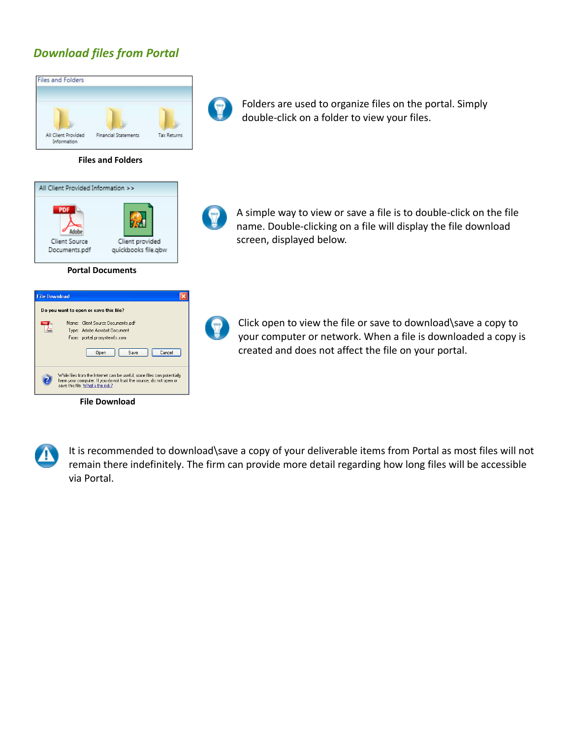## *Download files from Portal*

Folders are used to organize files on the portal. Simply double-click on a folder to view your files.

**Files and Folders**

A simple way to view or save a file is to double-click on the file name. Double-clicking on a file will display the file download screen, displayed below.

**Portal Documents**

Click open to view the file or save to download\save a copy to your computer or network. When a file is downloaded a copy is created and does not affect the file on your portal.

**File Download**

It is recommended to download\save a copy of your deliverable items from Portal as most files will not remain there indefinitely. The firm can provide more detail regarding how long files will be accessible via Portal.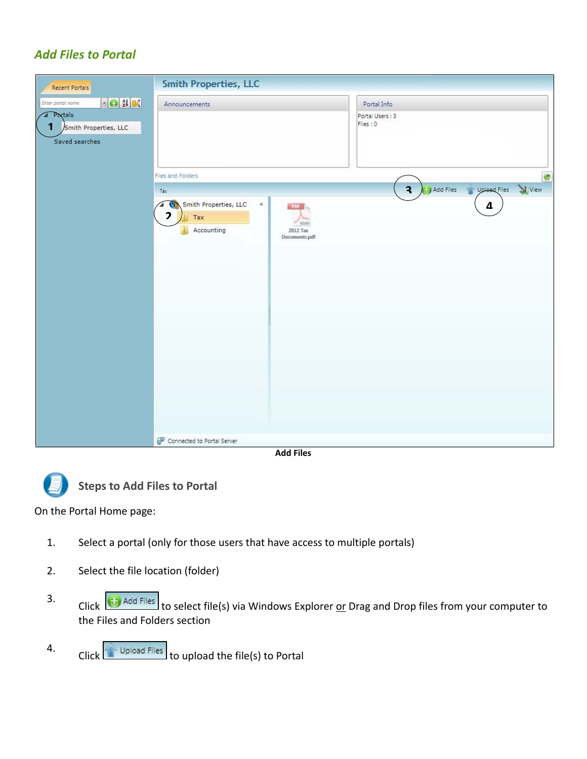## *Add Files to Portal*

**Add Files**

### Steps to Add Files to Portal

On the Portal Home page:

1. Select a portal (only for those users that have access to multiple portals)
2. Select the file location (folder)
3. Click Add Files to select file(s) via Windows Explorer or Drag and Drop files from your computer to the Files and Folders section
4. Click Upload Files to upload the file(s) to Portal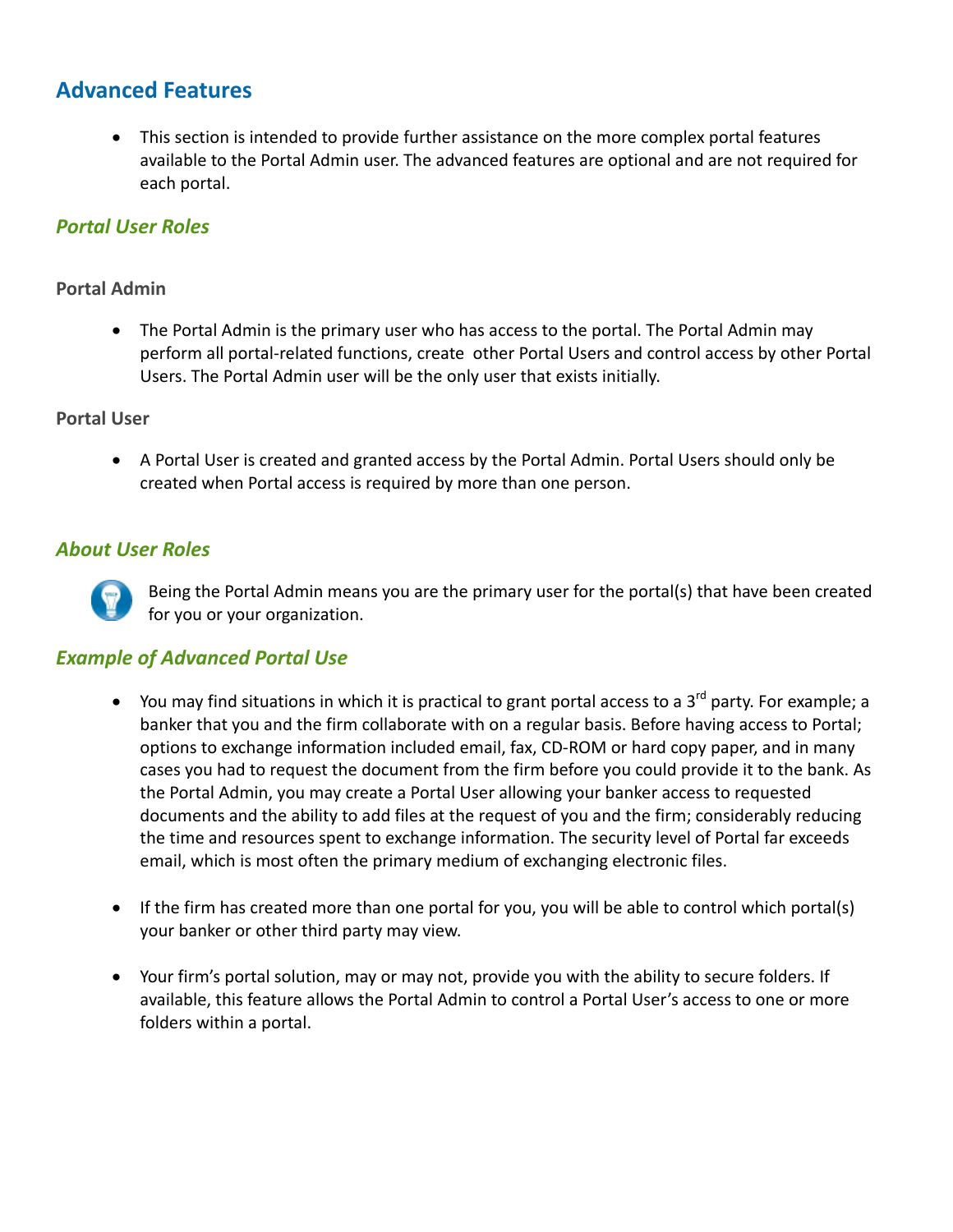## Advanced Features

- This section is intended to provide further assistance on the more complex portal features available to the Portal Admin user. The advanced features are optional and are not required for each portal.

### *Portal User Roles*

#### Portal Admin

- The Portal Admin is the primary user who has access to the portal. The Portal Admin may perform all portal-related functions, create other Portal Users and control access by other Portal Users. The Portal Admin user will be the only user that exists initially.

#### Portal User

- A Portal User is created and granted access by the Portal Admin. Portal Users should only be created when Portal access is required by more than one person.

### *About User Roles*

Being the Portal Admin means you are the primary user for the portal(s) that have been created for you or your organization.

### *Example of Advanced Portal Use*

- You may find situations in which it is practical to grant portal access to a 3rd party. For example; a banker that you and the firm collaborate with on a regular basis. Before having access to Portal; options to exchange information included email, fax, CD-ROM or hard copy paper, and in many cases you had to request the document from the firm before you could provide it to the bank. As the Portal Admin, you may create a Portal User allowing your banker access to requested documents and the ability to add files at the request of you and the firm; considerably reducing the time and resources spent to exchange information. The security level of Portal far exceeds email, which is most often the primary medium of exchanging electronic files.

- If the firm has created more than one portal for you, you will be able to control which portal(s) your banker or other third party may view.

- Your firm's portal solution, may or may not, provide you with the ability to secure folders. If available, this feature allows the Portal Admin to control a Portal User's access to one or more folders within a portal.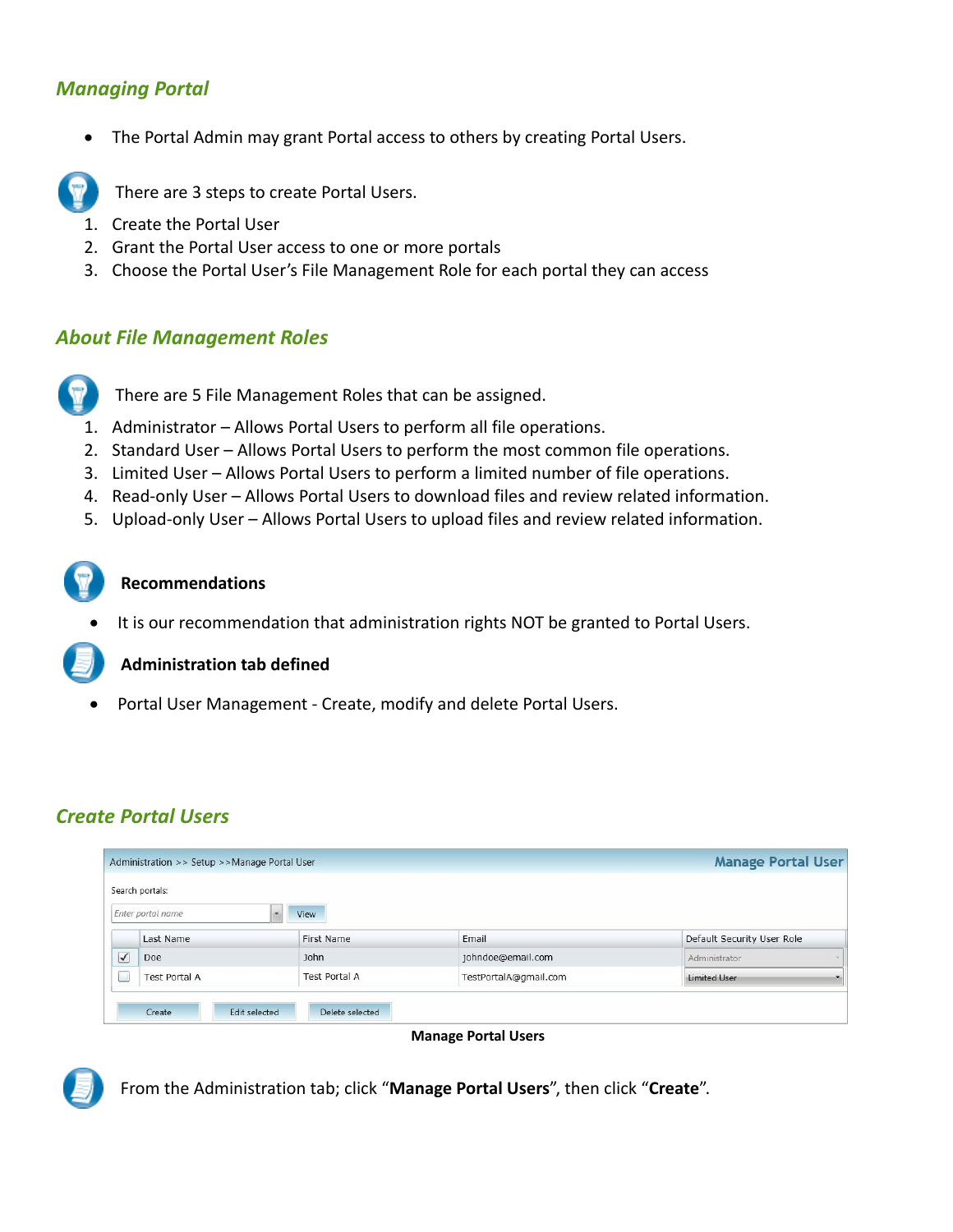## Managing Portal

- The Portal Admin may grant Portal access to others by creating Portal Users.

There are 3 steps to create Portal Users.

1. Create the Portal User
2. Grant the Portal User access to one or more portals
3. Choose the Portal User's File Management Role for each portal they can access

## About File Management Roles

There are 5 File Management Roles that can be assigned.

1. Administrator – Allows Portal Users to perform all file operations.
2. Standard User – Allows Portal Users to perform the most common file operations.
3. Limited User – Allows Portal Users to perform a limited number of file operations.
4. Read-only User – Allows Portal Users to download files and review related information.
5. Upload-only User – Allows Portal Users to upload files and review related information.

**Recommendations**

- It is our recommendation that administration rights NOT be granted to Portal Users.

**Administration tab defined**

- Portal User Management - Create, modify and delete Portal Users.

## Create Portal Users

Administration >> Setup >>Manage Portal User — **Manage Portal User**

Search portals: Enter portal name [View]

| | Last Name | First Name | Email | Default Security User Role |
|---|---|---|---|---|
| ☑ | Doe | John | johndoe@email.com | Administrator |
| ☐ | Test Portal A | Test Portal A | TestPortalA@gmail.com | Limited User |

[Create] [Edit selected] [Delete selected]

**Manage Portal Users**

From the Administration tab; click "**Manage Portal Users**", then click "**Create**".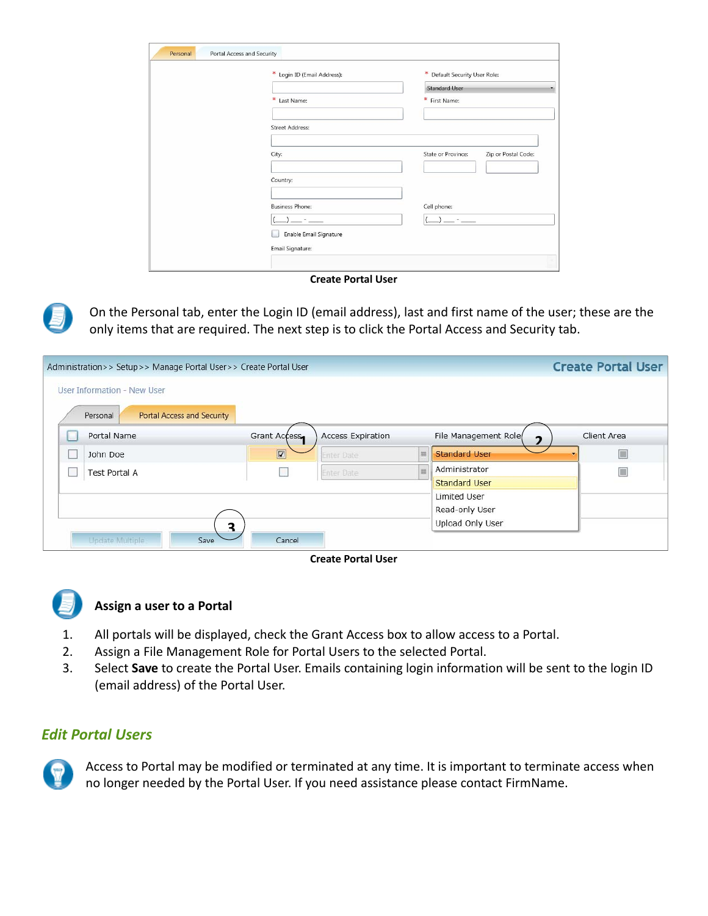**Create Portal User**

On the Personal tab, enter the Login ID (email address), last and first name of the user; these are the only items that are required. The next step is to click the Portal Access and Security tab.

**Create Portal User**

**Assign a user to a Portal**

1. All portals will be displayed, check the Grant Access box to allow access to a Portal.
2. Assign a File Management Role for Portal Users to the selected Portal.
3. Select **Save** to create the Portal User. Emails containing login information will be sent to the login ID (email address) of the Portal User.

## *Edit Portal Users*

Access to Portal may be modified or terminated at any time. It is important to terminate access when no longer needed by the Portal User. If you need assistance please contact FirmName.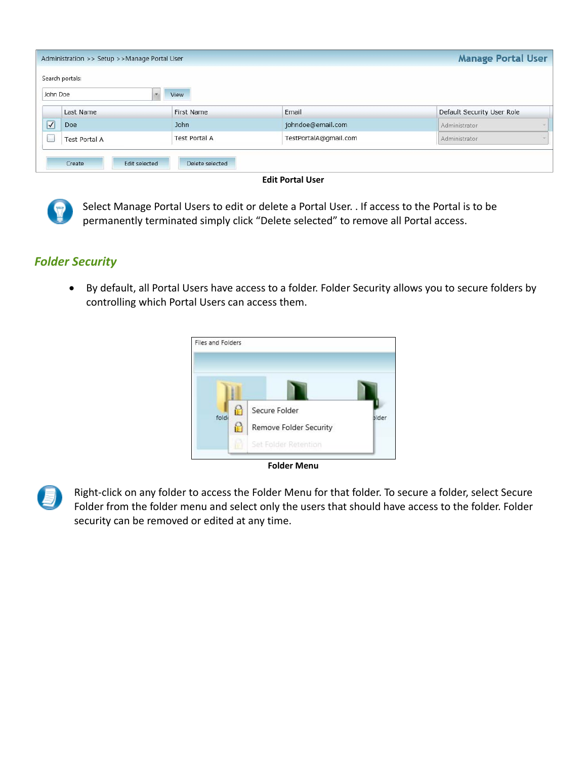Edit Portal User

Select Manage Portal Users to edit or delete a Portal User. . If access to the Portal is to be permanently terminated simply click “Delete selected” to remove all Portal access.

## *Folder Security*

- By default, all Portal Users have access to a folder. Folder Security allows you to secure folders by controlling which Portal Users can access them.

Folder Menu

Right-click on any folder to access the Folder Menu for that folder. To secure a folder, select Secure Folder from the folder menu and select only the users that should have access to the folder. Folder security can be removed or edited at any time.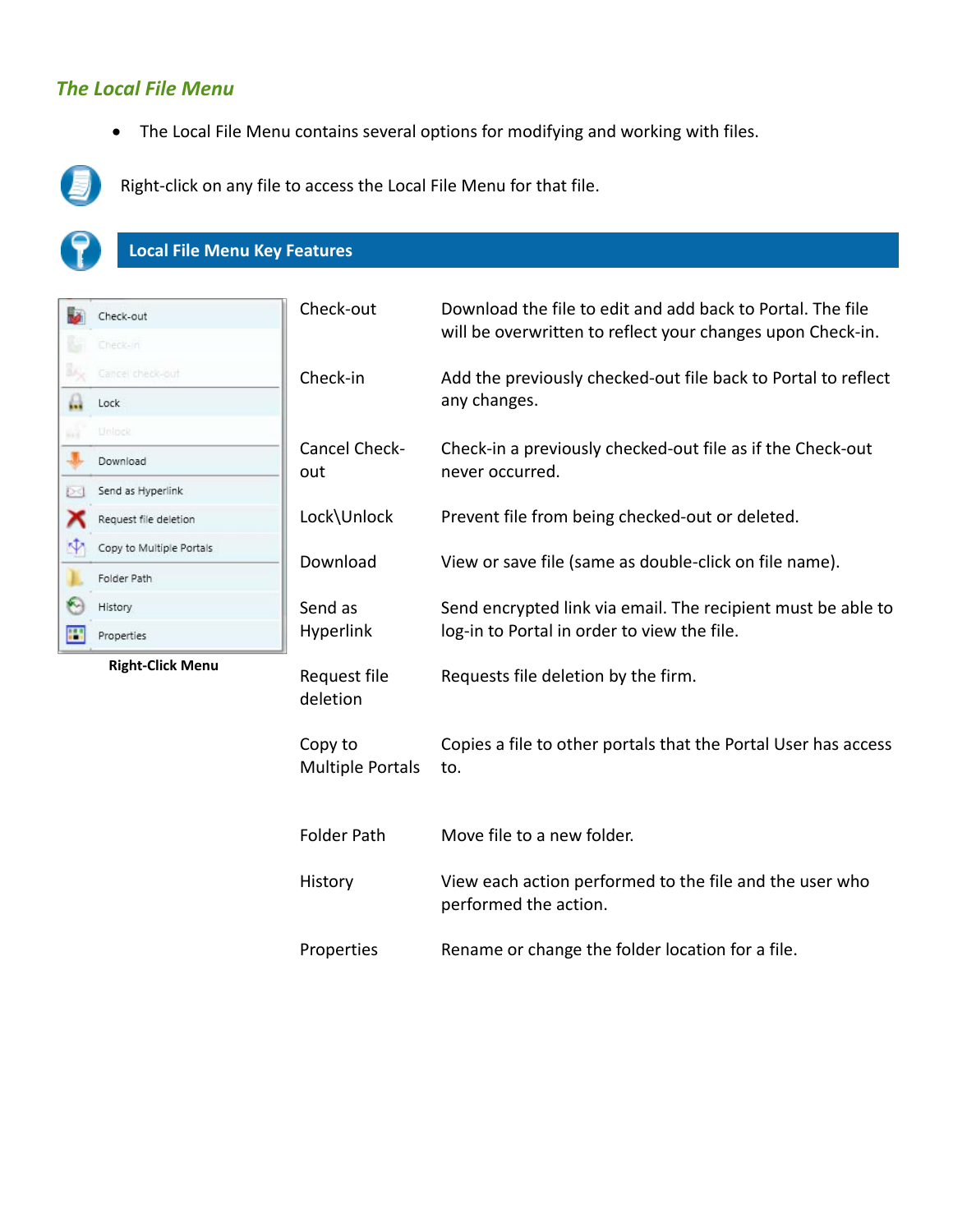## *The Local File Menu*

- The Local File Menu contains several options for modifying and working with files.

Right-click on any file to access the Local File Menu for that file.

### Local File Menu Key Features

**Right-Click Menu**

| Feature | Description |
|---|---|
| Check-out | Download the file to edit and add back to Portal. The file will be overwritten to reflect your changes upon Check-in. |
| Check-in | Add the previously checked-out file back to Portal to reflect any changes. |
| Cancel Check-out | Check-in a previously checked-out file as if the Check-out never occurred. |
| Lock\Unlock | Prevent file from being checked-out or deleted. |
| Download | View or save file (same as double-click on file name). |
| Send as Hyperlink | Send encrypted link via email. The recipient must be able to log-in to Portal in order to view the file. |
| Request file deletion | Requests file deletion by the firm. |
| Copy to Multiple Portals | Copies a file to other portals that the Portal User has access to. |
| Folder Path | Move file to a new folder. |
| History | View each action performed to the file and the user who performed the action. |
| Properties | Rename or change the folder location for a file. |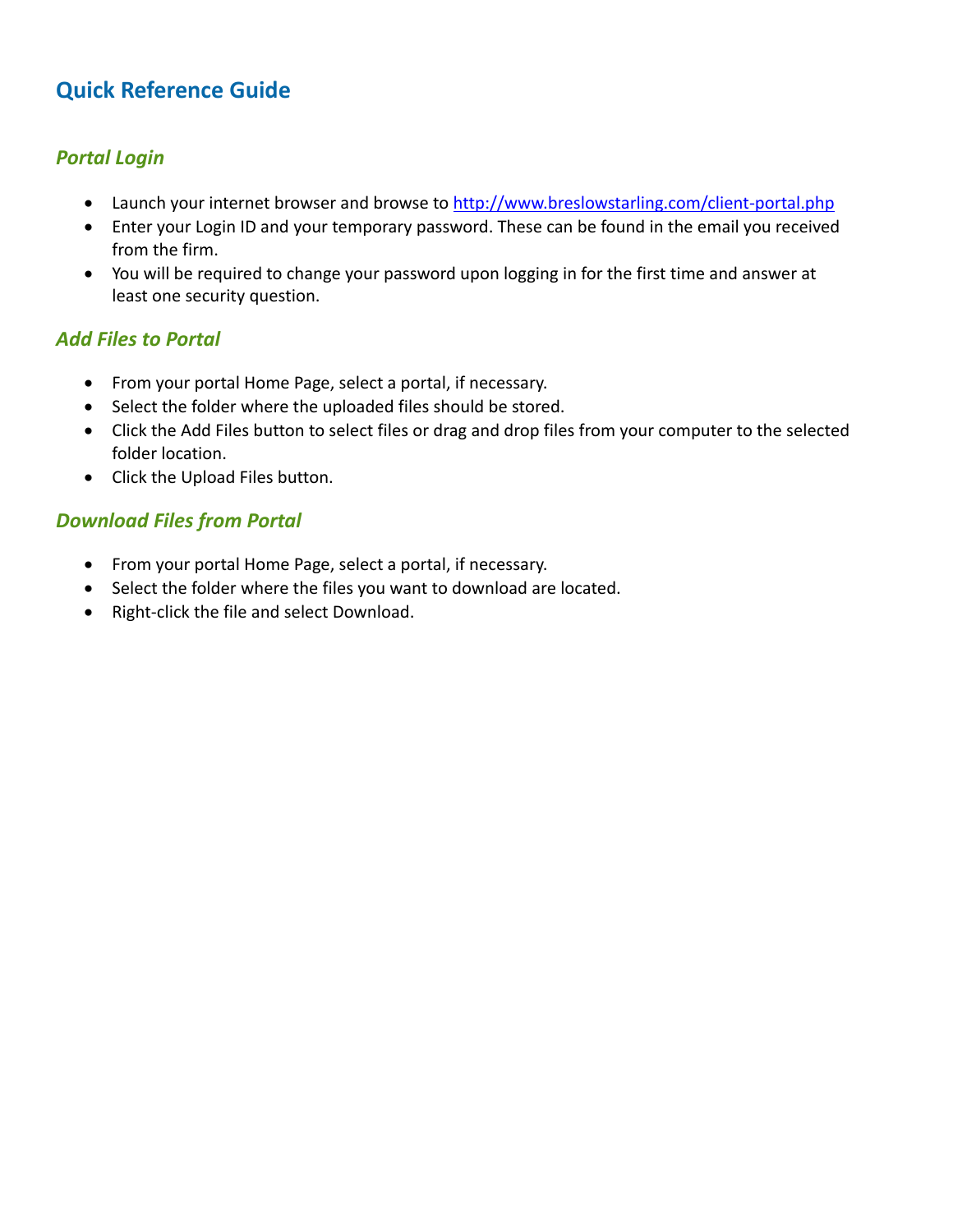# Quick Reference Guide

## *Portal Login*

- Launch your internet browser and browse to http://www.breslowstarling.com/client-portal.php
- Enter your Login ID and your temporary password. These can be found in the email you received from the firm.
- You will be required to change your password upon logging in for the first time and answer at least one security question.

## *Add Files to Portal*

- From your portal Home Page, select a portal, if necessary.
- Select the folder where the uploaded files should be stored.
- Click the Add Files button to select files or drag and drop files from your computer to the selected folder location.
- Click the Upload Files button.

## *Download Files from Portal*

- From your portal Home Page, select a portal, if necessary.
- Select the folder where the files you want to download are located.
- Right-click the file and select Download.